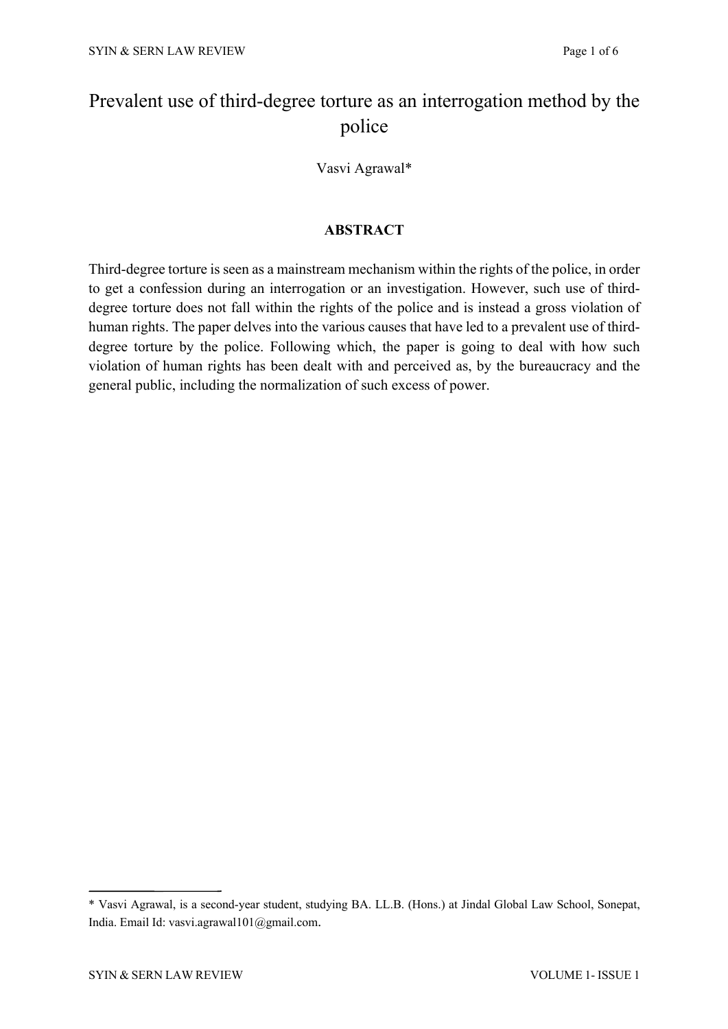# Prevalent use of third-degree torture as an interrogation method by the police

Vasvi Agrawal*

## ABSTRACT

Third-degree torture is seen as a mainstream mechanism within the rights of the police, in order to get a confession during an interrogation or an investigation. However, such use of third-degree torture does not fall within the rights of the police and is instead a gross violation of human rights. The paper delves into the various causes that have led to a prevalent use of third-degree torture by the police. Following which, the paper is going to deal with how such violation of human rights has been dealt with and perceived as, by the bureaucracy and the general public, including the normalization of such excess of power.

---

* Vasvi Agrawal, is a second-year student, studying BA. LL.B. (Hons.) at Jindal Global Law School, Sonepat, India. Email Id: vasvi.agrawal101@gmail.com.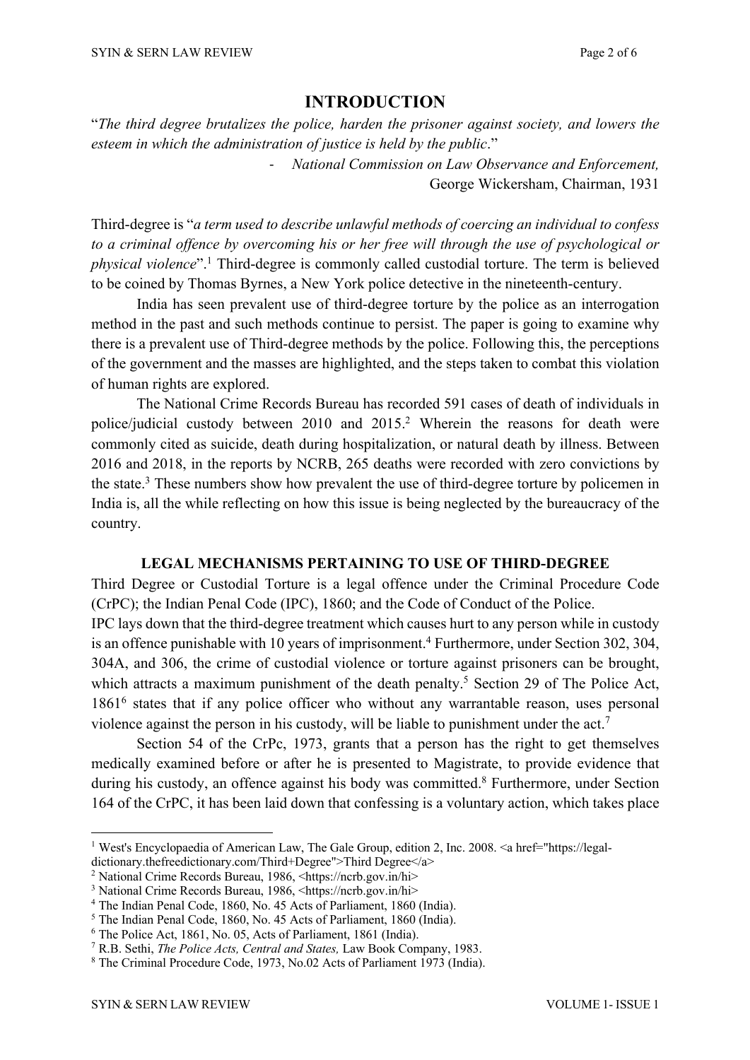## INTRODUCTION

"*The third degree brutalizes the police, harden the prisoner against society, and lowers the esteem in which the administration of justice is held by the public*."

- *National Commission on Law Observance and Enforcement,* George Wickersham, Chairman, 1931

Third-degree is "*a term used to describe unlawful methods of coercing an individual to confess to a criminal offence by overcoming his or her free will through the use of psychological or physical violence*".[1] Third-degree is commonly called custodial torture. The term is believed to be coined by Thomas Byrnes, a New York police detective in the nineteenth-century.

India has seen prevalent use of third-degree torture by the police as an interrogation method in the past and such methods continue to persist. The paper is going to examine why there is a prevalent use of Third-degree methods by the police. Following this, the perceptions of the government and the masses are highlighted, and the steps taken to combat this violation of human rights are explored.

The National Crime Records Bureau has recorded 591 cases of death of individuals in police/judicial custody between 2010 and 2015.[2] Wherein the reasons for death were commonly cited as suicide, death during hospitalization, or natural death by illness. Between 2016 and 2018, in the reports by NCRB, 265 deaths were recorded with zero convictions by the state.[3] These numbers show how prevalent the use of third-degree torture by policemen in India is, all the while reflecting on how this issue is being neglected by the bureaucracy of the country.

### LEGAL MECHANISMS PERTAINING TO USE OF THIRD-DEGREE

Third Degree or Custodial Torture is a legal offence under the Criminal Procedure Code (CrPC); the Indian Penal Code (IPC), 1860; and the Code of Conduct of the Police.

IPC lays down that the third-degree treatment which causes hurt to any person while in custody is an offence punishable with 10 years of imprisonment.[4] Furthermore, under Section 302, 304, 304A, and 306, the crime of custodial violence or torture against prisoners can be brought, which attracts a maximum punishment of the death penalty.[5] Section 29 of The Police Act, 1861[6] states that if any police officer who without any warrantable reason, uses personal violence against the person in his custody, will be liable to punishment under the act.[7]

Section 54 of the CrPc, 1973, grants that a person has the right to get themselves medically examined before or after he is presented to Magistrate, to provide evidence that during his custody, an offence against his body was committed.[8] Furthermore, under Section 164 of the CrPC, it has been laid down that confessing is a voluntary action, which takes place

---

[1] West's Encyclopaedia of American Law, The Gale Group, edition 2, Inc. 2008. <a href="https://legal-dictionary.thefreedictionary.com/Third+Degree">Third Degree</a>

[2] National Crime Records Bureau, 1986, <https://ncrb.gov.in/hi>

[3] National Crime Records Bureau, 1986, <https://ncrb.gov.in/hi>

[4] The Indian Penal Code, 1860, No. 45 Acts of Parliament, 1860 (India).

[5] The Indian Penal Code, 1860, No. 45 Acts of Parliament, 1860 (India).

[6] The Police Act, 1861, No. 05, Acts of Parliament, 1861 (India).

[7] R.B. Sethi, *The Police Acts, Central and States,* Law Book Company, 1983.

[8] The Criminal Procedure Code, 1973, No.02 Acts of Parliament 1973 (India).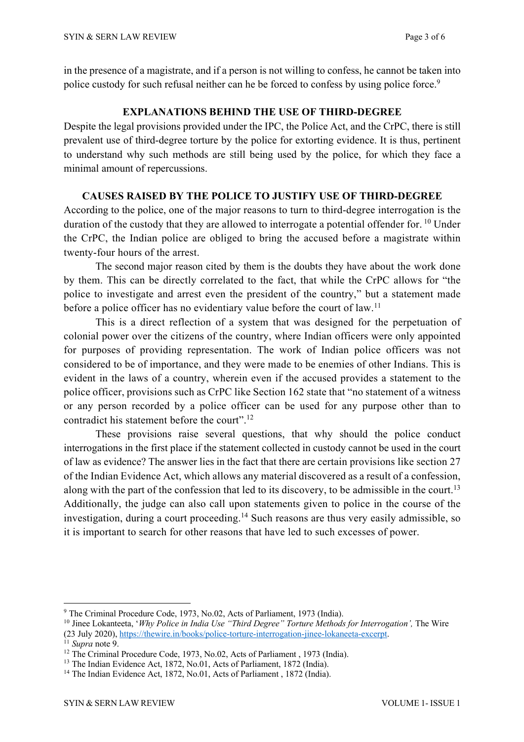in the presence of a magistrate, and if a person is not willing to confess, he cannot be taken into police custody for such refusal neither can he be forced to confess by using police force.[9]

## EXPLANATIONS BEHIND THE USE OF THIRD-DEGREE

Despite the legal provisions provided under the IPC, the Police Act, and the CrPC, there is still prevalent use of third-degree torture by the police for extorting evidence. It is thus, pertinent to understand why such methods are still being used by the police, for which they face a minimal amount of repercussions.

## CAUSES RAISED BY THE POLICE TO JUSTIFY USE OF THIRD-DEGREE

According to the police, one of the major reasons to turn to third-degree interrogation is the duration of the custody that they are allowed to interrogate a potential offender for. [10] Under the CrPC, the Indian police are obliged to bring the accused before a magistrate within twenty-four hours of the arrest.

The second major reason cited by them is the doubts they have about the work done by them. This can be directly correlated to the fact, that while the CrPC allows for "the police to investigate and arrest even the president of the country," but a statement made before a police officer has no evidentiary value before the court of law.[11]

This is a direct reflection of a system that was designed for the perpetuation of colonial power over the citizens of the country, where Indian officers were only appointed for purposes of providing representation. The work of Indian police officers was not considered to be of importance, and they were made to be enemies of other Indians. This is evident in the laws of a country, wherein even if the accused provides a statement to the police officer, provisions such as CrPC like Section 162 state that "no statement of a witness or any person recorded by a police officer can be used for any purpose other than to contradict his statement before the court".[12]

These provisions raise several questions, that why should the police conduct interrogations in the first place if the statement collected in custody cannot be used in the court of law as evidence? The answer lies in the fact that there are certain provisions like section 27 of the Indian Evidence Act, which allows any material discovered as a result of a confession, along with the part of the confession that led to its discovery, to be admissible in the court.[13] Additionally, the judge can also call upon statements given to police in the course of the investigation, during a court proceeding.[14] Such reasons are thus very easily admissible, so it is important to search for other reasons that have led to such excesses of power.

---

[9] The Criminal Procedure Code, 1973, No.02, Acts of Parliament, 1973 (India).

[10] Jinee Lokanteeta, '*Why Police in India Use "Third Degree" Torture Methods for Interrogation',* The Wire (23 July 2020), https://thewire.in/books/police-torture-interrogation-jinee-lokaneeta-excerpt.

[11] *Supra* note 9.

[12] The Criminal Procedure Code, 1973, No.02, Acts of Parliament , 1973 (India).

[13] The Indian Evidence Act, 1872, No.01, Acts of Parliament, 1872 (India).

[14] The Indian Evidence Act, 1872, No.01, Acts of Parliament , 1872 (India).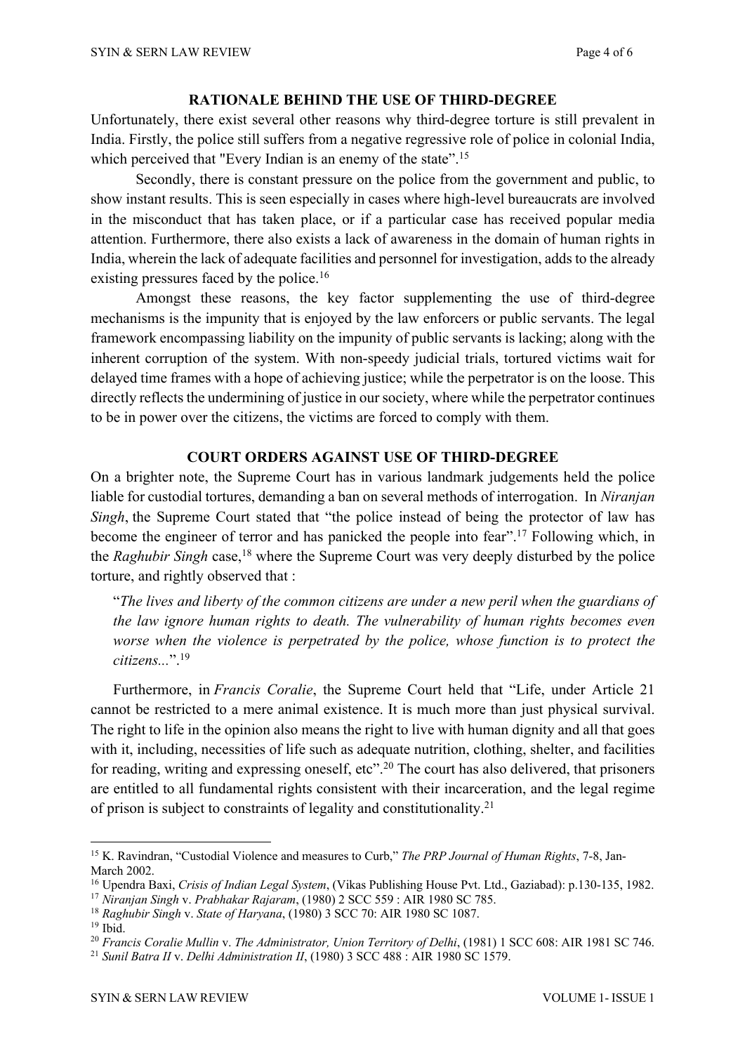## RATIONALE BEHIND THE USE OF THIRD-DEGREE

Unfortunately, there exist several other reasons why third-degree torture is still prevalent in India. Firstly, the police still suffers from a negative regressive role of police in colonial India, which perceived that "Every Indian is an enemy of the state".[15]

Secondly, there is constant pressure on the police from the government and public, to show instant results. This is seen especially in cases where high-level bureaucrats are involved in the misconduct that has taken place, or if a particular case has received popular media attention. Furthermore, there also exists a lack of awareness in the domain of human rights in India, wherein the lack of adequate facilities and personnel for investigation, adds to the already existing pressures faced by the police.[16]

Amongst these reasons, the key factor supplementing the use of third-degree mechanisms is the impunity that is enjoyed by the law enforcers or public servants. The legal framework encompassing liability on the impunity of public servants is lacking; along with the inherent corruption of the system. With non-speedy judicial trials, tortured victims wait for delayed time frames with a hope of achieving justice; while the perpetrator is on the loose. This directly reflects the undermining of justice in our society, where while the perpetrator continues to be in power over the citizens, the victims are forced to comply with them.

## COURT ORDERS AGAINST USE OF THIRD-DEGREE

On a brighter note, the Supreme Court has in various landmark judgements held the police liable for custodial tortures, demanding a ban on several methods of interrogation. In *Niranjan Singh*, the Supreme Court stated that "the police instead of being the protector of law has become the engineer of terror and has panicked the people into fear".[17] Following which, in the *Raghubir Singh* case,[18] where the Supreme Court was very deeply disturbed by the police torture, and rightly observed that :

> "*The lives and liberty of the common citizens are under a new peril when the guardians of the law ignore human rights to death. The vulnerability of human rights becomes even worse when the violence is perpetrated by the police, whose function is to protect the citizens...*".[19]

Furthermore, in *Francis Coralie*, the Supreme Court held that "Life, under Article 21 cannot be restricted to a mere animal existence. It is much more than just physical survival. The right to life in the opinion also means the right to live with human dignity and all that goes with it, including, necessities of life such as adequate nutrition, clothing, shelter, and facilities for reading, writing and expressing oneself, etc".[20] The court has also delivered, that prisoners are entitled to all fundamental rights consistent with their incarceration, and the legal regime of prison is subject to constraints of legality and constitutionality.[21]

---

[15] K. Ravindran, "Custodial Violence and measures to Curb," *The PRP Journal of Human Rights*, 7-8, Jan-March 2002.

[16] Upendra Baxi, *Crisis of Indian Legal System*, (Vikas Publishing House Pvt. Ltd., Gaziabad): p.130-135, 1982.

[17] *Niranjan Singh* v. *Prabhakar Rajaram*, (1980) 2 SCC 559 : AIR 1980 SC 785.

[18] *Raghubir Singh* v. *State of Haryana*, (1980) 3 SCC 70: AIR 1980 SC 1087.

[19] Ibid.

[20] *Francis Coralie Mullin* v. *The Administrator, Union Territory of Delhi*, (1981) 1 SCC 608: AIR 1981 SC 746.

[21] *Sunil Batra II* v. *Delhi Administration II*, (1980) 3 SCC 488 : AIR 1980 SC 1579.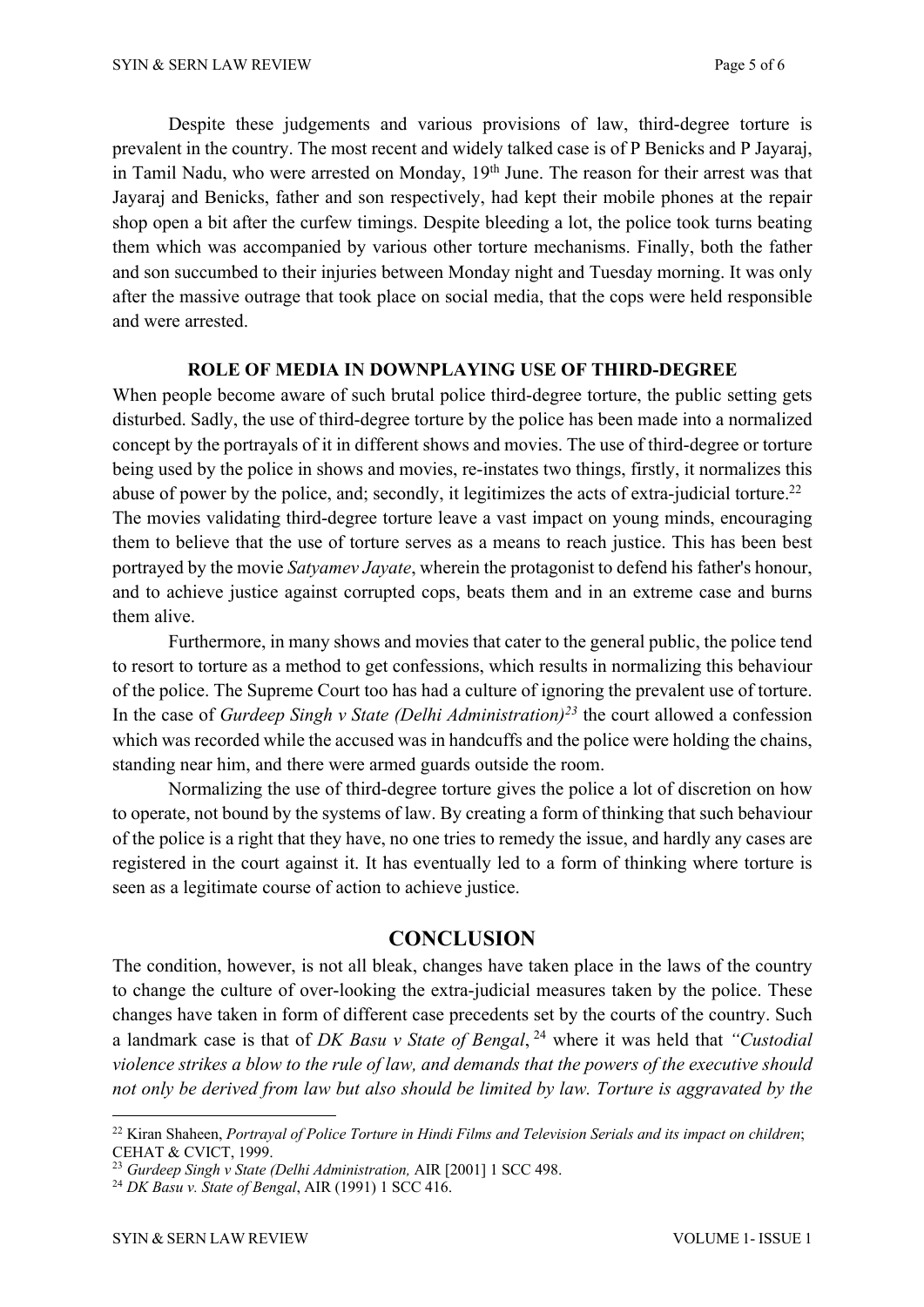Despite these judgements and various provisions of law, third-degree torture is prevalent in the country. The most recent and widely talked case is of P Benicks and P Jayaraj, in Tamil Nadu, who were arrested on Monday, 19th June. The reason for their arrest was that Jayaraj and Benicks, father and son respectively, had kept their mobile phones at the repair shop open a bit after the curfew timings. Despite bleeding a lot, the police took turns beating them which was accompanied by various other torture mechanisms. Finally, both the father and son succumbed to their injuries between Monday night and Tuesday morning. It was only after the massive outrage that took place on social media, that the cops were held responsible and were arrested.

**ROLE OF MEDIA IN DOWNPLAYING USE OF THIRD-DEGREE**

When people become aware of such brutal police third-degree torture, the public setting gets disturbed. Sadly, the use of third-degree torture by the police has been made into a normalized concept by the portrayals of it in different shows and movies. The use of third-degree or torture being used by the police in shows and movies, re-instates two things, firstly, it normalizes this abuse of power by the police, and; secondly, it legitimizes the acts of extra-judicial torture.[22] The movies validating third-degree torture leave a vast impact on young minds, encouraging them to believe that the use of torture serves as a means to reach justice. This has been best portrayed by the movie *Satyamev Jayate*, wherein the protagonist to defend his father's honour, and to achieve justice against corrupted cops, beats them and in an extreme case and burns them alive.

Furthermore, in many shows and movies that cater to the general public, the police tend to resort to torture as a method to get confessions, which results in normalizing this behaviour of the police. The Supreme Court too has had a culture of ignoring the prevalent use of torture. In the case of *Gurdeep Singh v State (Delhi Administration)*[23] the court allowed a confession which was recorded while the accused was in handcuffs and the police were holding the chains, standing near him, and there were armed guards outside the room.

Normalizing the use of third-degree torture gives the police a lot of discretion on how to operate, not bound by the systems of law. By creating a form of thinking that such behaviour of the police is a right that they have, no one tries to remedy the issue, and hardly any cases are registered in the court against it. It has eventually led to a form of thinking where torture is seen as a legitimate course of action to achieve justice.

## CONCLUSION

The condition, however, is not all bleak, changes have taken place in the laws of the country to change the culture of over-looking the extra-judicial measures taken by the police. These changes have taken in form of different case precedents set by the courts of the country. Such a landmark case is that of *DK Basu v State of Bengal*,[24] where it was held that *"Custodial violence strikes a blow to the rule of law, and demands that the powers of the executive should not only be derived from law but also should be limited by law. Torture is aggravated by the*

---

[22] Kiran Shaheen, *Portrayal of Police Torture in Hindi Films and Television Serials and its impact on children*; CEHAT & CVICT, 1999.

[23] *Gurdeep Singh v State (Delhi Administration,* AIR [2001] 1 SCC 498.

[24] *DK Basu v. State of Bengal*, AIR (1991) 1 SCC 416.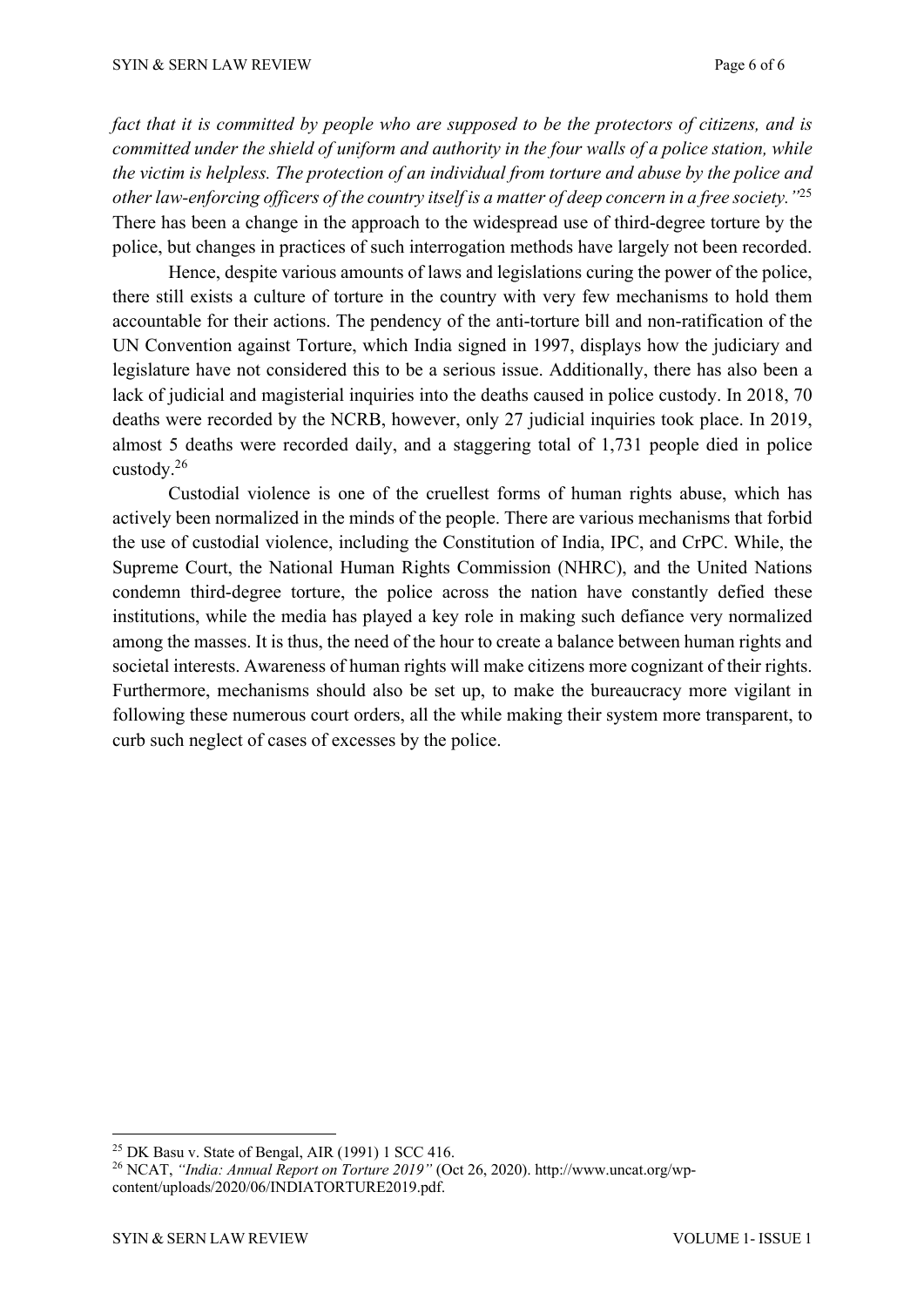*fact that it is committed by people who are supposed to be the protectors of citizens, and is committed under the shield of uniform and authority in the four walls of a police station, while the victim is helpless. The protection of an individual from torture and abuse by the police and other law-enforcing officers of the country itself is a matter of deep concern in a free society."*[25] There has been a change in the approach to the widespread use of third-degree torture by the police, but changes in practices of such interrogation methods have largely not been recorded.

Hence, despite various amounts of laws and legislations curing the power of the police, there still exists a culture of torture in the country with very few mechanisms to hold them accountable for their actions. The pendency of the anti-torture bill and non-ratification of the UN Convention against Torture, which India signed in 1997, displays how the judiciary and legislature have not considered this to be a serious issue. Additionally, there has also been a lack of judicial and magisterial inquiries into the deaths caused in police custody. In 2018, 70 deaths were recorded by the NCRB, however, only 27 judicial inquiries took place. In 2019, almost 5 deaths were recorded daily, and a staggering total of 1,731 people died in police custody.[26]

Custodial violence is one of the cruellest forms of human rights abuse, which has actively been normalized in the minds of the people. There are various mechanisms that forbid the use of custodial violence, including the Constitution of India, IPC, and CrPC. While, the Supreme Court, the National Human Rights Commission (NHRC), and the United Nations condemn third-degree torture, the police across the nation have constantly defied these institutions, while the media has played a key role in making such defiance very normalized among the masses. It is thus, the need of the hour to create a balance between human rights and societal interests. Awareness of human rights will make citizens more cognizant of their rights. Furthermore, mechanisms should also be set up, to make the bureaucracy more vigilant in following these numerous court orders, all the while making their system more transparent, to curb such neglect of cases of excesses by the police.

---

[25] DK Basu v. State of Bengal, AIR (1991) 1 SCC 416.

[26] NCAT, *"India: Annual Report on Torture 2019"* (Oct 26, 2020). http://www.uncat.org/wp-content/uploads/2020/06/INDIATORTURE2019.pdf.